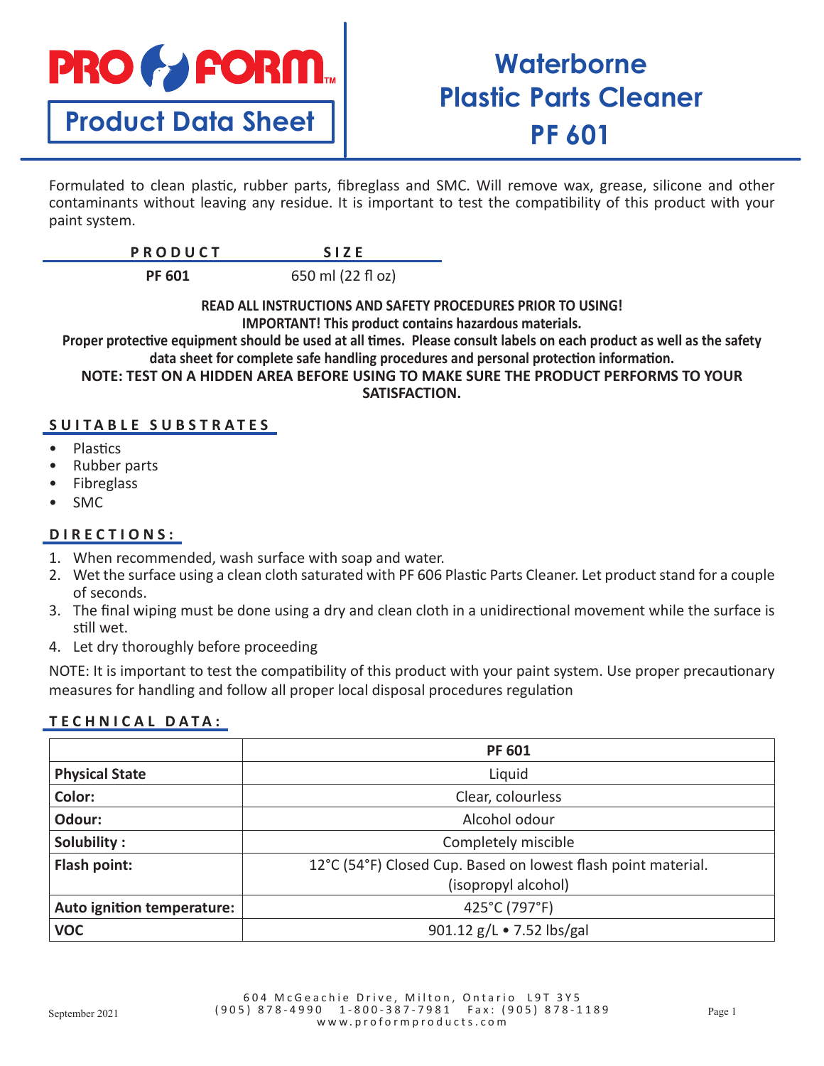PRO FORM™

**Product Data Sheet**

# Waterborne Plastic Parts Cleaner PF 601

Formulated to clean plastic, rubber parts, fibreglass and SMC. Will remove wax, grease, silicone and other contaminants without leaving any residue. It is important to test the compatibility of this product with your paint system.

| PRODUCT | SIZE |
|---|---|
| **PF 601** | 650 ml (22 fl oz) |

**READ ALL INSTRUCTIONS AND SAFETY PROCEDURES PRIOR TO USING!**
**IMPORTANT! This product contains hazardous materials.**
**Proper protective equipment should be used at all times. Please consult labels on each product as well as the safety data sheet for complete safe handling procedures and personal protection information.**
**NOTE: TEST ON A HIDDEN AREA BEFORE USING TO MAKE SURE THE PRODUCT PERFORMS TO YOUR SATISFACTION.**

## SUITABLE SUBSTRATES

- Plastics
- Rubber parts
- Fibreglass
- SMC

## DIRECTIONS:

1. When recommended, wash surface with soap and water.
2. Wet the surface using a clean cloth saturated with PF 606 Plastic Parts Cleaner. Let product stand for a couple of seconds.
3. The final wiping must be done using a dry and clean cloth in a unidirectional movement while the surface is still wet.
4. Let dry thoroughly before proceeding

NOTE: It is important to test the compatibility of this product with your paint system. Use proper precautionary measures for handling and follow all proper local disposal procedures regulation

## TECHNICAL DATA:

| | PF 601 |
|---|---|
| **Physical State** | Liquid |
| **Color:** | Clear, colourless |
| **Odour:** | Alcohol odour |
| **Solubility :** | Completely miscible |
| **Flash point:** | 12°C (54°F) Closed Cup. Based on lowest flash point material. (isopropyl alcohol) |
| **Auto ignition temperature:** | 425°C (797°F) |
| **VOC** | 901.12 g/L • 7.52 lbs/gal |

September 2021

604 McGeachie Drive, Milton, Ontario L9T 3Y5
(905) 878-4990 1-800-387-7981 Fax: (905) 878-1189
www.proformproducts.com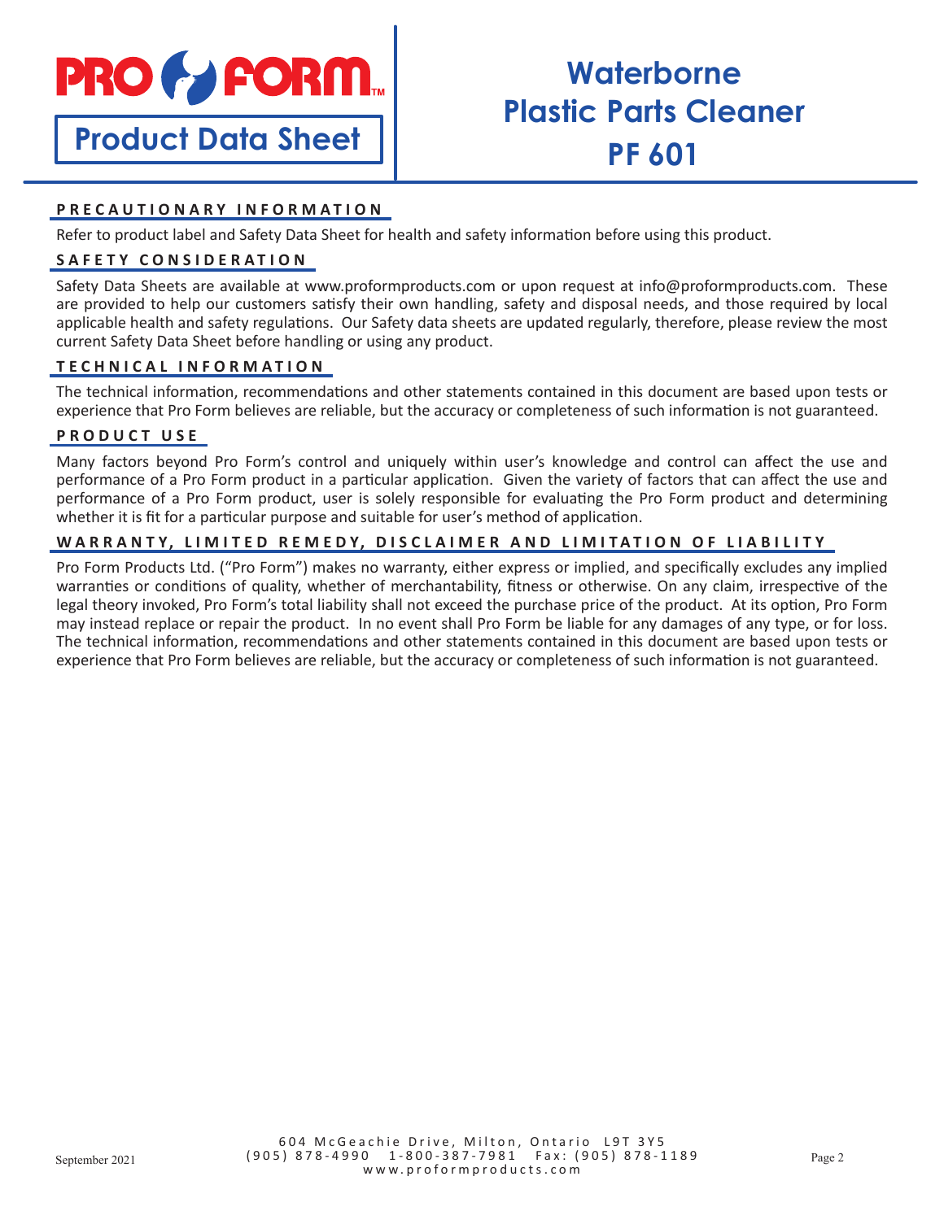# Waterborne Plastic Parts Cleaner PF 601

**Product Data Sheet**

## PRECAUTIONARY INFORMATION

Refer to product label and Safety Data Sheet for health and safety information before using this product.

## SAFETY CONSIDERATION

Safety Data Sheets are available at www.proformproducts.com or upon request at info@proformproducts.com. These are provided to help our customers satisfy their own handling, safety and disposal needs, and those required by local applicable health and safety regulations. Our Safety data sheets are updated regularly, therefore, please review the most current Safety Data Sheet before handling or using any product.

## TECHNICAL INFORMATION

The technical information, recommendations and other statements contained in this document are based upon tests or experience that Pro Form believes are reliable, but the accuracy or completeness of such information is not guaranteed.

## PRODUCT USE

Many factors beyond Pro Form's control and uniquely within user's knowledge and control can affect the use and performance of a Pro Form product in a particular application. Given the variety of factors that can affect the use and performance of a Pro Form product, user is solely responsible for evaluating the Pro Form product and determining whether it is fit for a particular purpose and suitable for user's method of application.

## WARRANTY, LIMITED REMEDY, DISCLAIMER AND LIMITATION OF LIABILITY

Pro Form Products Ltd. ("Pro Form") makes no warranty, either express or implied, and specifically excludes any implied warranties or conditions of quality, whether of merchantability, fitness or otherwise. On any claim, irrespective of the legal theory invoked, Pro Form's total liability shall not exceed the purchase price of the product. At its option, Pro Form may instead replace or repair the product. In no event shall Pro Form be liable for any damages of any type, or for loss. The technical information, recommendations and other statements contained in this document are based upon tests or experience that Pro Form believes are reliable, but the accuracy or completeness of such information is not guaranteed.

September 2021

604 McGeachie Drive, Milton, Ontario L9T 3Y5
(905) 878-4990 1-800-387-7981 Fax: (905) 878-1189
www.proformproducts.com